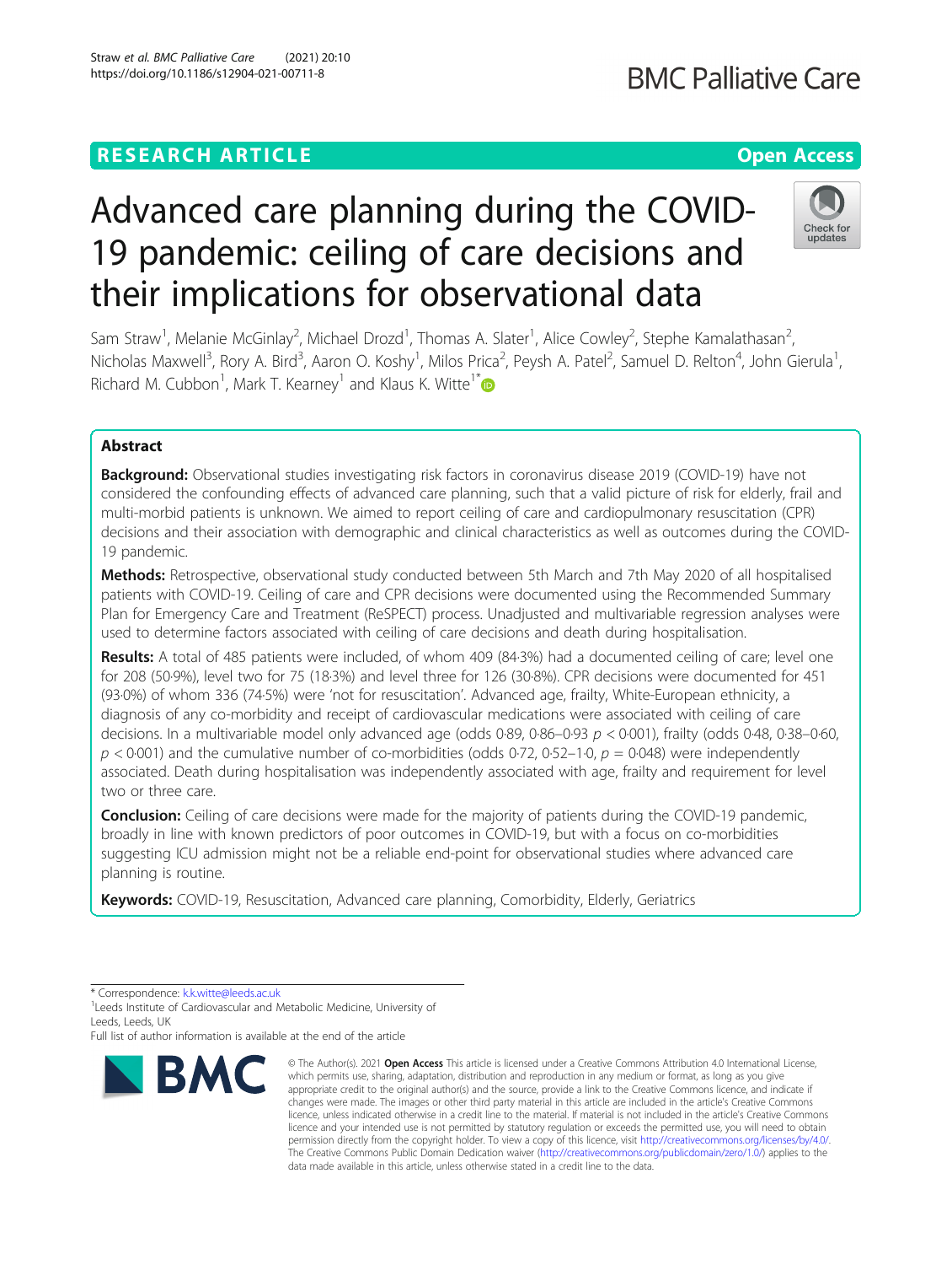RESEARCH ARTICLE

Open Access

# Advanced care planning during the COVID-19 pandemic: ceiling of care decisions and their implications for observational data

Sam Straw[1], Melanie McGinlay[2], Michael Drozd[1], Thomas A. Slater[1], Alice Cowley[2], Stephe Kamalathasan[2], Nicholas Maxwell[3], Rory A. Bird[3], Aaron O. Koshy[1], Milos Prica[2], Peysh A. Patel[2], Samuel D. Relton[4], John Gierula[1], Richard M. Cubbon[1], Mark T. Kearney[1] and Klaus K. Witte[1*]

## Abstract

**Background:** Observational studies investigating risk factors in coronavirus disease 2019 (COVID-19) have not considered the confounding effects of advanced care planning, such that a valid picture of risk for elderly, frail and multi-morbid patients is unknown. We aimed to report ceiling of care and cardiopulmonary resuscitation (CPR) decisions and their association with demographic and clinical characteristics as well as outcomes during the COVID-19 pandemic.

**Methods:** Retrospective, observational study conducted between 5th March and 7th May 2020 of all hospitalised patients with COVID-19. Ceiling of care and CPR decisions were documented using the Recommended Summary Plan for Emergency Care and Treatment (ReSPECT) process. Unadjusted and multivariable regression analyses were used to determine factors associated with ceiling of care decisions and death during hospitalisation.

**Results:** A total of 485 patients were included, of whom 409 (84·3%) had a documented ceiling of care; level one for 208 (50·9%), level two for 75 (18·3%) and level three for 126 (30·8%). CPR decisions were documented for 451 (93·0%) of whom 336 (74·5%) were 'not for resuscitation'. Advanced age, frailty, White-European ethnicity, a diagnosis of any co-morbidity and receipt of cardiovascular medications were associated with ceiling of care decisions. In a multivariable model only advanced age (odds 0·89, 0·86–0·93 $p < 0·001$), frailty (odds 0·48, 0·38–0·60, $p < 0·001$) and the cumulative number of co-morbidities (odds 0·72, 0·52–1·0, $p = 0·048$) were independently associated. Death during hospitalisation was independently associated with age, frailty and requirement for level two or three care.

**Conclusion:** Ceiling of care decisions were made for the majority of patients during the COVID-19 pandemic, broadly in line with known predictors of poor outcomes in COVID-19, but with a focus on co-morbidities suggesting ICU admission might not be a reliable end-point for observational studies where advanced care planning is routine.

**Keywords:** COVID-19, Resuscitation, Advanced care planning, Comorbidity, Elderly, Geriatrics

\* Correspondence: k.k.witte@leeds.ac.uk

[1]Leeds Institute of Cardiovascular and Metabolic Medicine, University of Leeds, Leeds, UK

Full list of author information is available at the end of the article

© The Author(s). 2021 **Open Access** This article is licensed under a Creative Commons Attribution 4.0 International License, which permits use, sharing, adaptation, distribution and reproduction in any medium or format, as long as you give appropriate credit to the original author(s) and the source, provide a link to the Creative Commons licence, and indicate if changes were made. The images or other third party material in this article are included in the article's Creative Commons licence, unless indicated otherwise in a credit line to the material. If material is not included in the article's Creative Commons licence and your intended use is not permitted by statutory regulation or exceeds the permitted use, you will need to obtain permission directly from the copyright holder. To view a copy of this licence, visit http://creativecommons.org/licenses/by/4.0/. The Creative Commons Public Domain Dedication waiver (http://creativecommons.org/publicdomain/zero/1.0/) applies to the data made available in this article, unless otherwise stated in a credit line to the data.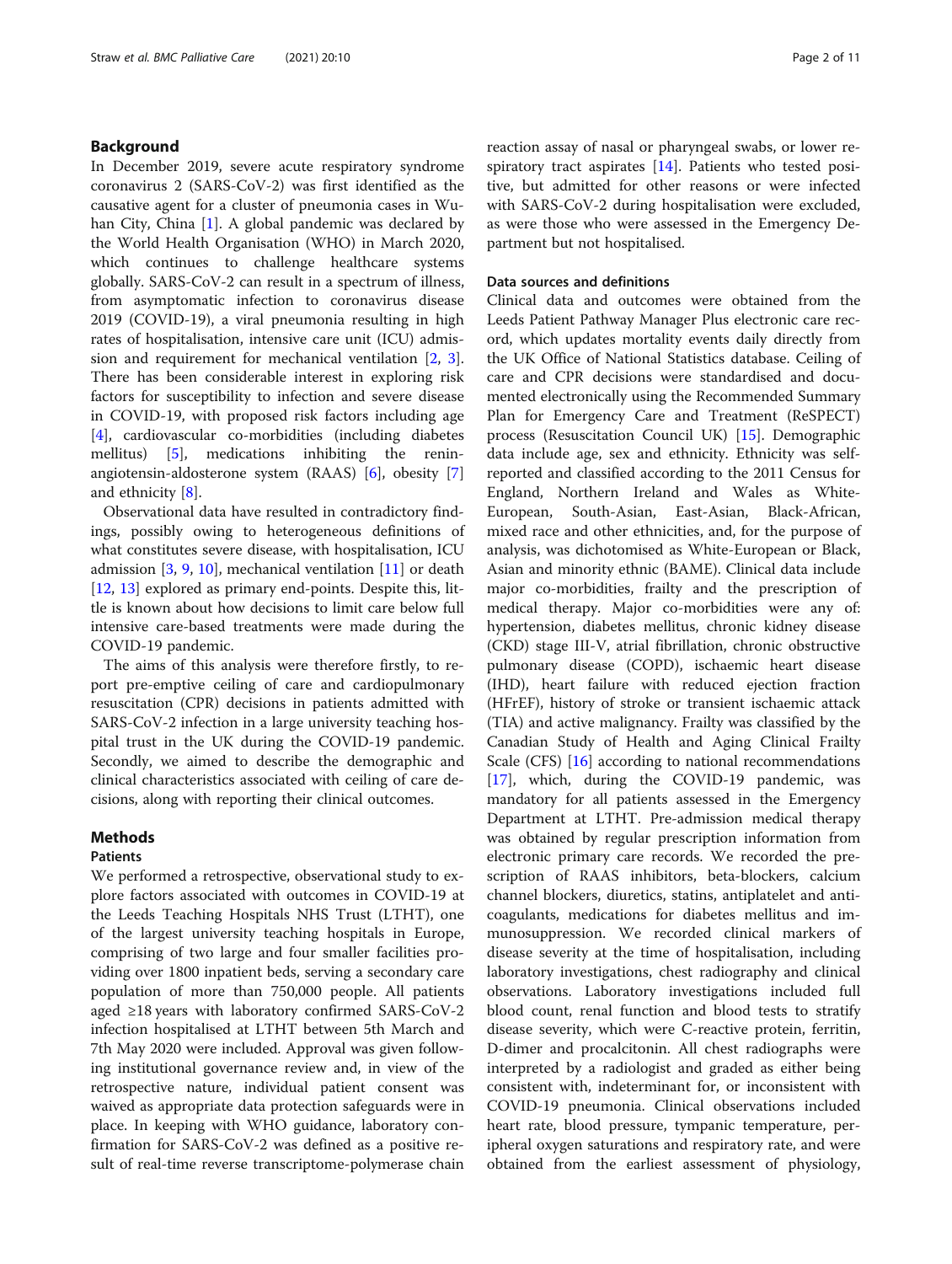## Background

In December 2019, severe acute respiratory syndrome coronavirus 2 (SARS-CoV-2) was first identified as the causative agent for a cluster of pneumonia cases in Wuhan City, China [1]. A global pandemic was declared by the World Health Organisation (WHO) in March 2020, which continues to challenge healthcare systems globally. SARS-CoV-2 can result in a spectrum of illness, from asymptomatic infection to coronavirus disease 2019 (COVID-19), a viral pneumonia resulting in high rates of hospitalisation, intensive care unit (ICU) admission and requirement for mechanical ventilation [2, 3]. There has been considerable interest in exploring risk factors for susceptibility to infection and severe disease in COVID-19, with proposed risk factors including age [4], cardiovascular co-morbidities (including diabetes mellitus) [5], medications inhibiting the renin-angiotensin-aldosterone system (RAAS) [6], obesity [7] and ethnicity [8].

Observational data have resulted in contradictory findings, possibly owing to heterogeneous definitions of what constitutes severe disease, with hospitalisation, ICU admission [3, 9, 10], mechanical ventilation [11] or death [12, 13] explored as primary end-points. Despite this, little is known about how decisions to limit care below full intensive care-based treatments were made during the COVID-19 pandemic.

The aims of this analysis were therefore firstly, to report pre-emptive ceiling of care and cardiopulmonary resuscitation (CPR) decisions in patients admitted with SARS-CoV-2 infection in a large university teaching hospital trust in the UK during the COVID-19 pandemic. Secondly, we aimed to describe the demographic and clinical characteristics associated with ceiling of care decisions, along with reporting their clinical outcomes.

## Methods

### Patients

We performed a retrospective, observational study to explore factors associated with outcomes in COVID-19 at the Leeds Teaching Hospitals NHS Trust (LTHT), one of the largest university teaching hospitals in Europe, comprising of two large and four smaller facilities providing over 1800 inpatient beds, serving a secondary care population of more than 750,000 people. All patients aged ≥18 years with laboratory confirmed SARS-CoV-2 infection hospitalised at LTHT between 5th March and 7th May 2020 were included. Approval was given following institutional governance review and, in view of the retrospective nature, individual patient consent was waived as appropriate data protection safeguards were in place. In keeping with WHO guidance, laboratory confirmation for SARS-CoV-2 was defined as a positive result of real-time reverse transcriptome-polymerase chain reaction assay of nasal or pharyngeal swabs, or lower respiratory tract aspirates [14]. Patients who tested positive, but admitted for other reasons or were infected with SARS-CoV-2 during hospitalisation were excluded, as were those who were assessed in the Emergency Department but not hospitalised.

### Data sources and definitions

Clinical data and outcomes were obtained from the Leeds Patient Pathway Manager Plus electronic care record, which updates mortality events daily directly from the UK Office of National Statistics database. Ceiling of care and CPR decisions were standardised and documented electronically using the Recommended Summary Plan for Emergency Care and Treatment (ReSPECT) process (Resuscitation Council UK) [15]. Demographic data include age, sex and ethnicity. Ethnicity was self-reported and classified according to the 2011 Census for England, Northern Ireland and Wales as White-European, South-Asian, East-Asian, Black-African, mixed race and other ethnicities, and, for the purpose of analysis, was dichotomised as White-European or Black, Asian and minority ethnic (BAME). Clinical data include major co-morbidities, frailty and the prescription of medical therapy. Major co-morbidities were any of: hypertension, diabetes mellitus, chronic kidney disease (CKD) stage III-V, atrial fibrillation, chronic obstructive pulmonary disease (COPD), ischaemic heart disease (IHD), heart failure with reduced ejection fraction (HFrEF), history of stroke or transient ischaemic attack (TIA) and active malignancy. Frailty was classified by the Canadian Study of Health and Aging Clinical Frailty Scale (CFS) [16] according to national recommendations [17], which, during the COVID-19 pandemic, was mandatory for all patients assessed in the Emergency Department at LTHT. Pre-admission medical therapy was obtained by regular prescription information from electronic primary care records. We recorded the prescription of RAAS inhibitors, beta-blockers, calcium channel blockers, diuretics, statins, antiplatelet and anticoagulants, medications for diabetes mellitus and immunosuppression. We recorded clinical markers of disease severity at the time of hospitalisation, including laboratory investigations, chest radiography and clinical observations. Laboratory investigations included full blood count, renal function and blood tests to stratify disease severity, which were C-reactive protein, ferritin, D-dimer and procalcitonin. All chest radiographs were interpreted by a radiologist and graded as either being consistent with, indeterminant for, or inconsistent with COVID-19 pneumonia. Clinical observations included heart rate, blood pressure, tympanic temperature, peripheral oxygen saturations and respiratory rate, and were obtained from the earliest assessment of physiology,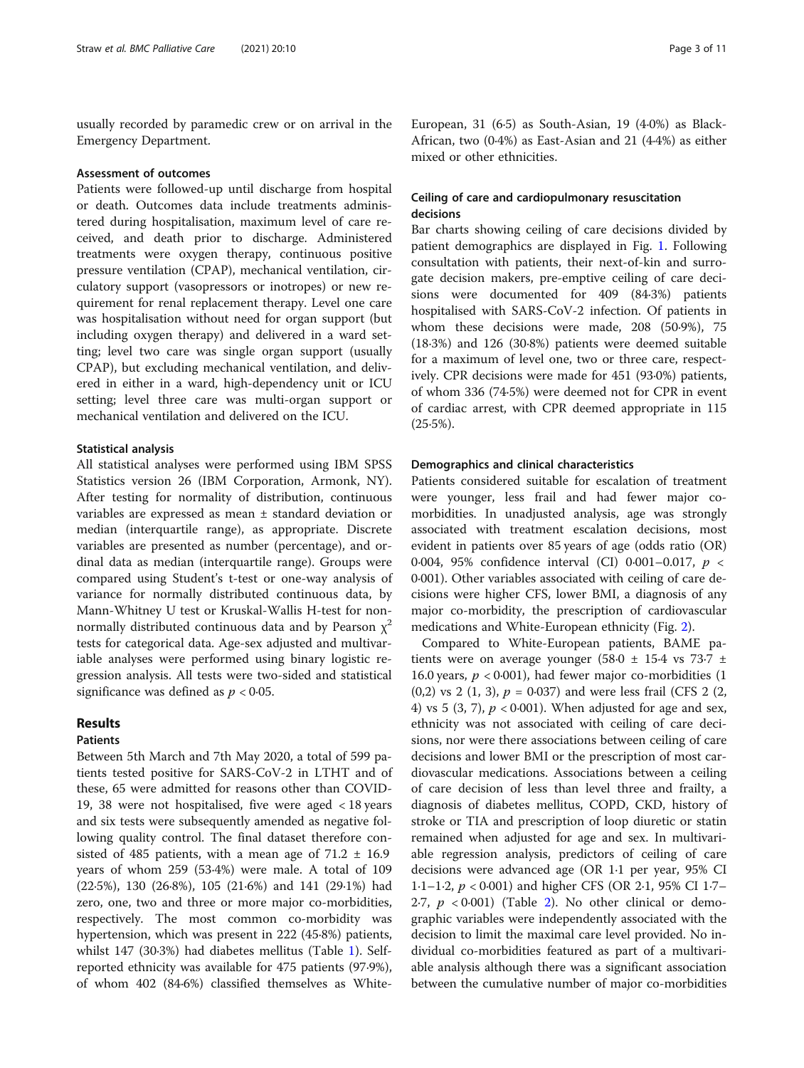usually recorded by paramedic crew or on arrival in the Emergency Department.

### Assessment of outcomes

Patients were followed-up until discharge from hospital or death. Outcomes data include treatments administered during hospitalisation, maximum level of care received, and death prior to discharge. Administered treatments were oxygen therapy, continuous positive pressure ventilation (CPAP), mechanical ventilation, circulatory support (vasopressors or inotropes) or new requirement for renal replacement therapy. Level one care was hospitalisation without need for organ support (but including oxygen therapy) and delivered in a ward setting; level two care was single organ support (usually CPAP), but excluding mechanical ventilation, and delivered in either in a ward, high-dependency unit or ICU setting; level three care was multi-organ support or mechanical ventilation and delivered on the ICU.

### Statistical analysis

All statistical analyses were performed using IBM SPSS Statistics version 26 (IBM Corporation, Armonk, NY). After testing for normality of distribution, continuous variables are expressed as mean ± standard deviation or median (interquartile range), as appropriate. Discrete variables are presented as number (percentage), and ordinal data as median (interquartile range). Groups were compared using Student's t-test or one-way analysis of variance for normally distributed continuous data, by Mann-Whitney U test or Kruskal-Wallis H-test for non-normally distributed continuous data and by Pearson $\chi^2$ tests for categorical data. Age-sex adjusted and multivariable analyses were performed using binary logistic regression analysis. All tests were two-sided and statistical significance was defined as $p < 0{\cdot}05$.

## Results

### Patients

Between 5th March and 7th May 2020, a total of 599 patients tested positive for SARS-CoV-2 in LTHT and of these, 65 were admitted for reasons other than COVID-19, 38 were not hospitalised, five were aged < 18 years and six tests were subsequently amended as negative following quality control. The final dataset therefore consisted of 485 patients, with a mean age of 71·2 ± 16·9 years of whom 259 (53·4%) were male. A total of 109 (22·5%), 130 (26·8%), 105 (21·6%) and 141 (29·1%) had zero, one, two and three or more major co-morbidities, respectively. The most common co-morbidity was hypertension, which was present in 222 (45·8%) patients, whilst 147 (30·3%) had diabetes mellitus (Table 1). Self-reported ethnicity was available for 475 patients (97·9%), of whom 402 (84·6%) classified themselves as White-European, 31 (6·5) as South-Asian, 19 (4·0%) as Black-African, two (0·4%) as East-Asian and 21 (4·4%) as either mixed or other ethnicities.

### Ceiling of care and cardiopulmonary resuscitation decisions

Bar charts showing ceiling of care decisions divided by patient demographics are displayed in Fig. 1. Following consultation with patients, their next-of-kin and surrogate decision makers, pre-emptive ceiling of care decisions were documented for 409 (84·3%) patients hospitalised with SARS-CoV-2 infection. Of patients in whom these decisions were made, 208 (50·9%), 75 (18·3%) and 126 (30·8%) patients were deemed suitable for a maximum of level one, two or three care, respectively. CPR decisions were made for 451 (93·0%) patients, of whom 336 (74·5%) were deemed not for CPR in event of cardiac arrest, with CPR deemed appropriate in 115 (25·5%).

### Demographics and clinical characteristics

Patients considered suitable for escalation of treatment were younger, less frail and had fewer major co-morbidities. In unadjusted analysis, age was strongly associated with treatment escalation decisions, most evident in patients over 85 years of age (odds ratio (OR) 0·004, 95% confidence interval (CI) 0·001–0·017, $p < 0{\cdot}001$). Other variables associated with ceiling of care decisions were higher CFS, lower BMI, a diagnosis of any major co-morbidity, the prescription of cardiovascular medications and White-European ethnicity (Fig. 2).

Compared to White-European patients, BAME patients were on average younger (58·0 ± 15·4 vs 73·7 ± 16·0 years, $p < 0{\cdot}001$), had fewer major co-morbidities (1 (0,2) vs 2 (1, 3), $p = 0{\cdot}037$) and were less frail (CFS 2 (2, 4) vs 5 (3, 7), $p < 0{\cdot}001$). When adjusted for age and sex, ethnicity was not associated with ceiling of care decisions, nor were there associations between ceiling of care decisions and lower BMI or the prescription of most cardiovascular medications. Associations between a ceiling of care decision of less than level three and frailty, a diagnosis of diabetes mellitus, COPD, CKD, history of stroke or TIA and prescription of loop diuretic or statin remained when adjusted for age and sex. In multivariable regression analysis, predictors of ceiling of care decisions were advanced age (OR 1·1 per year, 95% CI 1·1–1·2, $p < 0{\cdot}001$) and higher CFS (OR 2·1, 95% CI 1·7–2·7, $p < 0{\cdot}001$) (Table 2). No other clinical or demographic variables were independently associated with the decision to limit the maximal care level provided. No individual co-morbidities featured as part of a multivariable analysis although there was a significant association between the cumulative number of major co-morbidities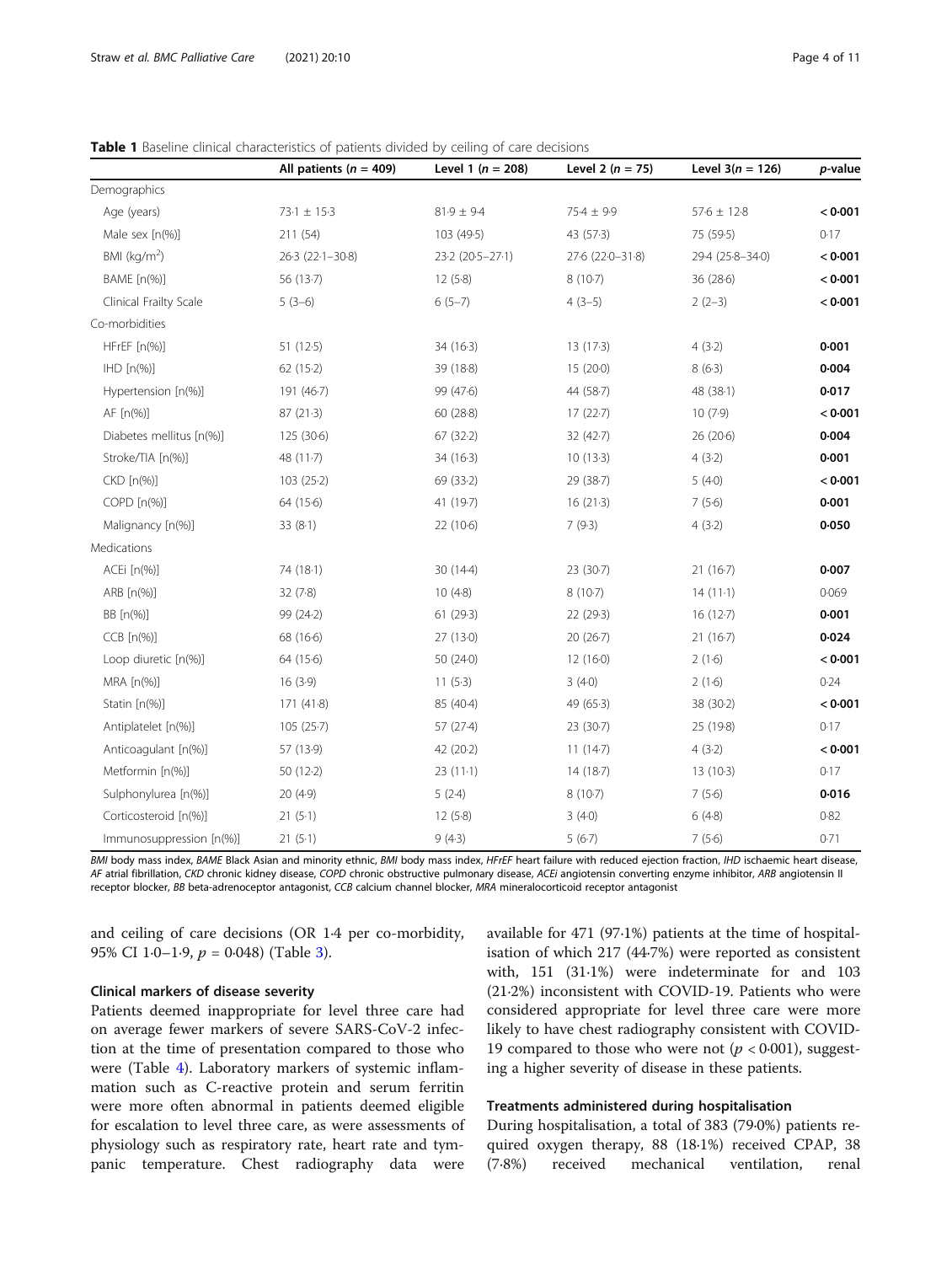**Table 1** Baseline clinical characteristics of patients divided by ceiling of care decisions

| | All patients ($n$ = 409) | Level 1 ($n$ = 208) | Level 2 ($n$ = 75) | Level 3($n$ = 126) | $p$-value |
|---|---|---|---|---|---|
| Demographics | | | | | |
| Age (years) | 73·1 ± 15·3 | 81·9 ± 9·4 | 75·4 ± 9·9 | 57·6 ± 12·8 | **< 0·001** |
| Male sex [n(%)] | 211 (54) | 103 (49·5) | 43 (57·3) | 75 (59·5) | 0·17 |
| BMI (kg/m$^2$) | 26·3 (22·1–30·8) | 23·2 (20·5–27·1) | 27·6 (22·0–31·8) | 29·4 (25·8–34·0) | **< 0·001** |
| BAME [n(%)] | 56 (13·7) | 12 (5·8) | 8 (10·7) | 36 (28·6) | **< 0·001** |
| Clinical Frailty Scale | 5 (3–6) | 6 (5–7) | 4 (3–5) | 2 (2–3) | **< 0·001** |
| Co-morbidities | | | | | |
| HFrEF [n(%)] | 51 (12·5) | 34 (16·3) | 13 (17·3) | 4 (3·2) | **0·001** |
| IHD [n(%)] | 62 (15·2) | 39 (18·8) | 15 (20·0) | 8 (6·3) | **0·004** |
| Hypertension [n(%)] | 191 (46·7) | 99 (47·6) | 44 (58·7) | 48 (38·1) | **0·017** |
| AF [n(%)] | 87 (21·3) | 60 (28·8) | 17 (22·7) | 10 (7·9) | **< 0·001** |
| Diabetes mellitus [n(%)] | 125 (30·6) | 67 (32·2) | 32 (42·7) | 26 (20·6) | **0·004** |
| Stroke/TIA [n(%)] | 48 (11·7) | 34 (16·3) | 10 (13·3) | 4 (3·2) | **0·001** |
| CKD [n(%)] | 103 (25·2) | 69 (33·2) | 29 (38·7) | 5 (4·0) | **< 0·001** |
| COPD [n(%)] | 64 (15·6) | 41 (19·7) | 16 (21·3) | 7 (5·6) | **0·001** |
| Malignancy [n(%)] | 33 (8·1) | 22 (10·6) | 7 (9·3) | 4 (3·2) | **0·050** |
| Medications | | | | | |
| ACEi [n(%)] | 74 (18·1) | 30 (14·4) | 23 (30·7) | 21 (16·7) | **0·007** |
| ARB [n(%)] | 32 (7·8) | 10 (4·8) | 8 (10·7) | 14 (11·1) | 0·069 |
| BB [n(%)] | 99 (24·2) | 61 (29·3) | 22 (29·3) | 16 (12·7) | **0·001** |
| CCB [n(%)] | 68 (16·6) | 27 (13·0) | 20 (26·7) | 21 (16·7) | **0·024** |
| Loop diuretic [n(%)] | 64 (15·6) | 50 (24·0) | 12 (16·0) | 2 (1·6) | **< 0·001** |
| MRA [n(%)] | 16 (3·9) | 11 (5·3) | 3 (4·0) | 2 (1·6) | 0·24 |
| Statin [n(%)] | 171 (41·8) | 85 (40·4) | 49 (65·3) | 38 (30·2) | **< 0·001** |
| Antiplatelet [n(%)] | 105 (25·7) | 57 (27·4) | 23 (30·7) | 25 (19·8) | 0·17 |
| Anticoagulant [n(%)] | 57 (13·9) | 42 (20·2) | 11 (14·7) | 4 (3·2) | **< 0·001** |
| Metformin [n(%)] | 50 (12·2) | 23 (11·1) | 14 (18·7) | 13 (10·3) | 0·17 |
| Sulphonylurea [n(%)] | 20 (4·9) | 5 (2·4) | 8 (10·7) | 7 (5·6) | **0·016** |
| Corticosteroid [n(%)] | 21 (5·1) | 12 (5·8) | 3 (4·0) | 6 (4·8) | 0·82 |
| Immunosuppression [n(%)] | 21 (5·1) | 9 (4·3) | 5 (6·7) | 7 (5·6) | 0·71 |

*BMI* body mass index, *BAME* Black Asian and minority ethnic, *BMI* body mass index, *HFrEF* heart failure with reduced ejection fraction, *IHD* ischaemic heart disease, *AF* atrial fibrillation, *CKD* chronic kidney disease, *COPD* chronic obstructive pulmonary disease, *ACEi* angiotensin converting enzyme inhibitor, *ARB* angiotensin II receptor blocker, *BB* beta-adrenoceptor antagonist, *CCB* calcium channel blocker, *MRA* mineralocorticoid receptor antagonist

and ceiling of care decisions (OR 1·4 per co-morbidity, 95% CI 1·0–1·9, $p$ = 0·048) (Table 3).

### Clinical markers of disease severity

Patients deemed inappropriate for level three care had on average fewer markers of severe SARS-CoV-2 infection at the time of presentation compared to those who were (Table 4). Laboratory markers of systemic inflammation such as C-reactive protein and serum ferritin were more often abnormal in patients deemed eligible for escalation to level three care, as were assessments of physiology such as respiratory rate, heart rate and tympanic temperature. Chest radiography data were available for 471 (97·1%) patients at the time of hospitalisation of which 217 (44·7%) were reported as consistent with, 151 (31·1%) were indeterminate for and 103 (21·2%) inconsistent with COVID-19. Patients who were considered appropriate for level three care were more likely to have chest radiography consistent with COVID-19 compared to those who were not ($p$ < 0·001), suggesting a higher severity of disease in these patients.

### Treatments administered during hospitalisation

During hospitalisation, a total of 383 (79·0%) patients required oxygen therapy, 88 (18·1%) received CPAP, 38 (7·8%) received mechanical ventilation, renal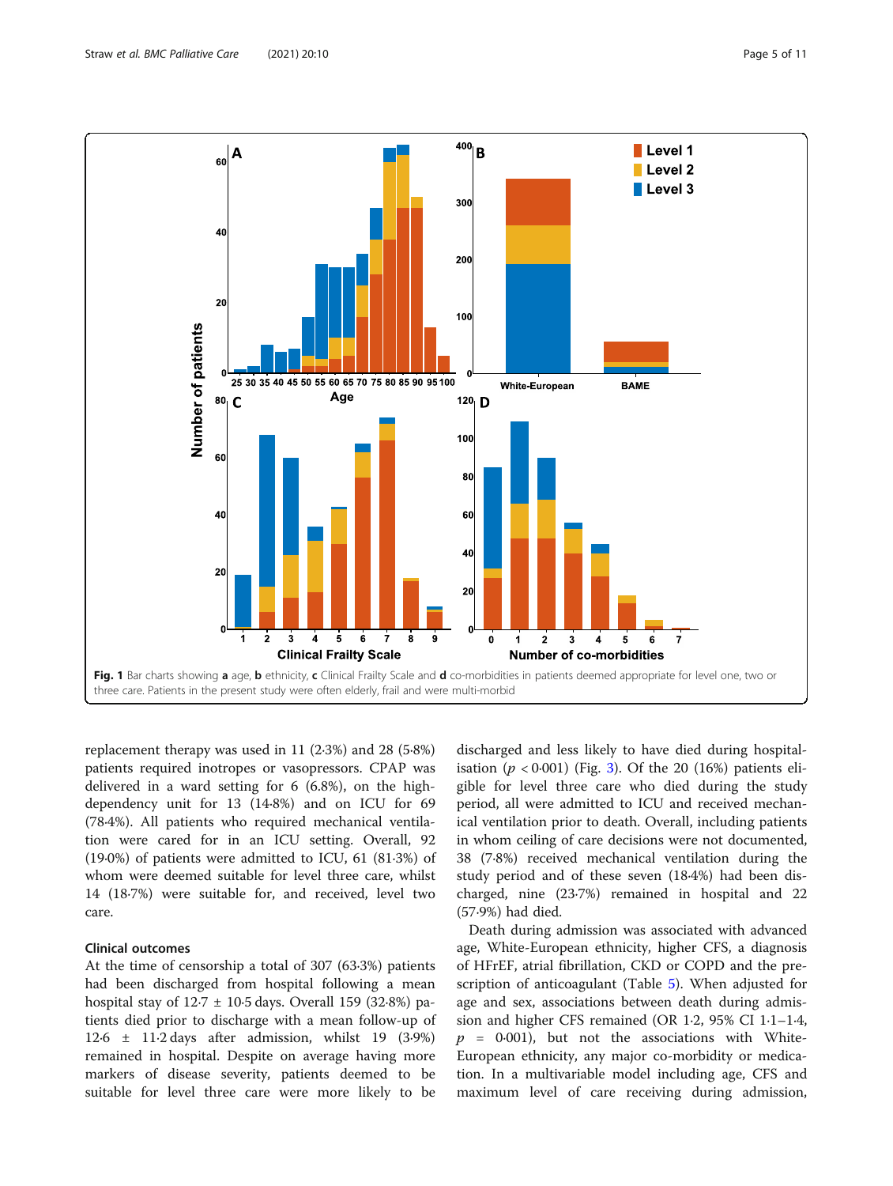**Fig. 1** Bar charts showing **a** age, **b** ethnicity, **c** Clinical Frailty Scale and **d** co-morbidities in patients deemed appropriate for level one, two or three care. Patients in the present study were often elderly, frail and were multi-morbid

replacement therapy was used in 11 (2·3%) and 28 (5·8%) patients required inotropes or vasopressors. CPAP was delivered in a ward setting for 6 (6.8%), on the high-dependency unit for 13 (14·8%) and on ICU for 69 (78·4%). All patients who required mechanical ventilation were cared for in an ICU setting. Overall, 92 (19·0%) of patients were admitted to ICU, 61 (81·3%) of whom were deemed suitable for level three care, whilst 14 (18·7%) were suitable for, and received, level two care.

### Clinical outcomes

At the time of censorship a total of 307 (63·3%) patients had been discharged from hospital following a mean hospital stay of 12·7 ± 10·5 days. Overall 159 (32·8%) patients died prior to discharge with a mean follow-up of 12·6 ± 11·2 days after admission, whilst 19 (3·9%) remained in hospital. Despite on average having more markers of disease severity, patients deemed to be suitable for level three care were more likely to be discharged and less likely to have died during hospitalisation ($p < 0{\cdot}001$) (Fig. 3). Of the 20 (16%) patients eligible for level three care who died during the study period, all were admitted to ICU and received mechanical ventilation prior to death. Overall, including patients in whom ceiling of care decisions were not documented, 38 (7·8%) received mechanical ventilation during the study period and of these seven (18·4%) had been discharged, nine (23·7%) remained in hospital and 22 (57·9%) had died.

Death during admission was associated with advanced age, White-European ethnicity, higher CFS, a diagnosis of HFrEF, atrial fibrillation, CKD or COPD and the prescription of anticoagulant (Table 5). When adjusted for age and sex, associations between death during admission and higher CFS remained (OR 1·2, 95% CI 1·1–1·4, $p = 0{\cdot}001$), but not the associations with White-European ethnicity, any major co-morbidity or medication. In a multivariable model including age, CFS and maximum level of care receiving during admission,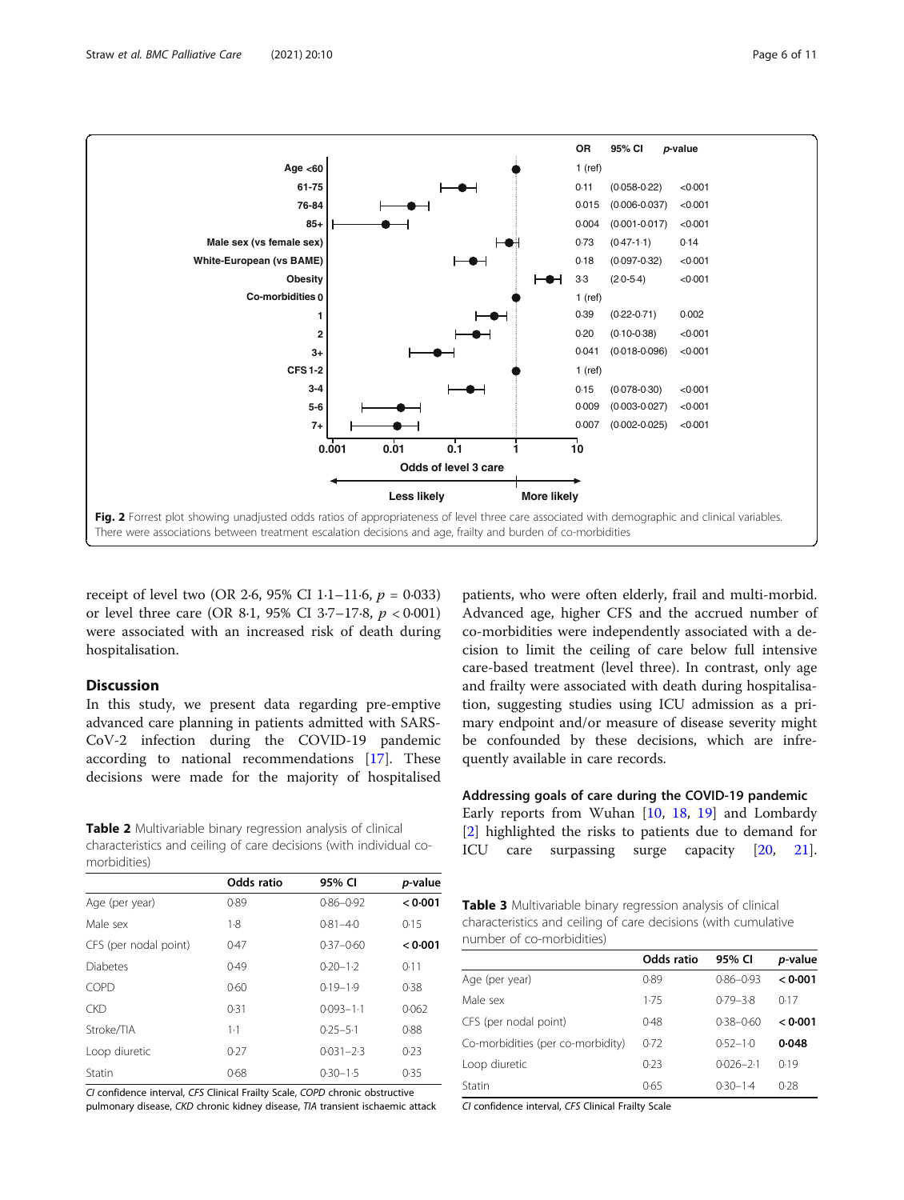| | OR | 95% CI | *p*-value |
|---|---|---|---|
| Age <60 | 1 (ref) | | |
| 61-75 | 0·11 | (0·058-0·22) | <0·001 |
| 76-84 | 0·015 | (0·006-0·037) | <0·001 |
| 85+ | 0·004 | (0·001-0·017) | <0·001 |
| Male sex (vs female sex) | 0·73 | (0·47-1·1) | 0·14 |
| White-European (vs BAME) | 0·18 | (0·097-0·32) | <0·001 |
| Obesity | 3·3 | (2·0-5·4) | <0·001 |
| Co-morbidities 0 | 1 (ref) | | |
| 1 | 0·39 | (0·22-0·71) | 0·002 |
| 2 | 0·20 | (0·10-0·38) | <0·001 |
| 3+ | 0·041 | (0·018-0·096) | <0·001 |
| CFS 1-2 | 1 (ref) | | |
| 3-4 | 0·15 | (0·078-0·30) | <0·001 |
| 5-6 | 0·009 | (0·003-0·027) | <0·001 |
| 7+ | 0·007 | (0·002-0·025) | <0·001 |

Odds of level 3 care (axis: 0.001, 0.01, 0.1, 1, 10; Less likely ← → More likely)

**Fig. 2** Forrest plot showing unadjusted odds ratios of appropriateness of level three care associated with demographic and clinical variables. There were associations between treatment escalation decisions and age, frailty and burden of co-morbidities

receipt of level two (OR 2·6, 95% CI 1·1–11·6, $p$ = 0·033) or level three care (OR 8·1, 95% CI 3·7–17·8, $p$ < 0·001) were associated with an increased risk of death during hospitalisation.

## Discussion

In this study, we present data regarding pre-emptive advanced care planning in patients admitted with SARS-CoV-2 infection during the COVID-19 pandemic according to national recommendations [17]. These decisions were made for the majority of hospitalised patients, who were often elderly, frail and multi-morbid. Advanced age, higher CFS and the accrued number of co-morbidities were independently associated with a decision to limit the ceiling of care below full intensive care-based treatment (level three). In contrast, only age and frailty were associated with death during hospitalisation, suggesting studies using ICU admission as a primary endpoint and/or measure of disease severity might be confounded by these decisions, which are infrequently available in care records.

### Addressing goals of care during the COVID-19 pandemic

Early reports from Wuhan [10, 18, 19] and Lombardy [2] highlighted the risks to patients due to demand for ICU care surpassing surge capacity [20, 21].

**Table 2** Multivariable binary regression analysis of clinical characteristics and ceiling of care decisions (with individual co-morbidities)

| | Odds ratio | 95% CI | *p*-value |
|---|---|---|---|
| Age (per year) | 0·89 | 0·86–0·92 | **< 0·001** |
| Male sex | 1·8 | 0·81–4·0 | 0·15 |
| CFS (per nodal point) | 0·47 | 0·37–0·60 | **< 0·001** |
| Diabetes | 0·49 | 0·20–1·2 | 0·11 |
| COPD | 0·60 | 0·19–1·9 | 0·38 |
| CKD | 0·31 | 0·093–1·1 | 0·062 |
| Stroke/TIA | 1·1 | 0·25–5·1 | 0·88 |
| Loop diuretic | 0·27 | 0·031–2·3 | 0·23 |
| Statin | 0·68 | 0·30–1·5 | 0·35 |

*CI* confidence interval, *CFS* Clinical Frailty Scale, *COPD* chronic obstructive pulmonary disease, *CKD* chronic kidney disease, *TIA* transient ischaemic attack

**Table 3** Multivariable binary regression analysis of clinical characteristics and ceiling of care decisions (with cumulative number of co-morbidities)

| | Odds ratio | 95% CI | *p*-value |
|---|---|---|---|
| Age (per year) | 0·89 | 0·86–0·93 | **< 0·001** |
| Male sex | 1·75 | 0·79–3·8 | 0·17 |
| CFS (per nodal point) | 0·48 | 0·38–0·60 | **< 0·001** |
| Co-morbidities (per co-morbidity) | 0·72 | 0·52–1·0 | **0·048** |
| Loop diuretic | 0·23 | 0·026–2·1 | 0·19 |
| Statin | 0·65 | 0·30–1·4 | 0·28 |

*CI* confidence interval, *CFS* Clinical Frailty Scale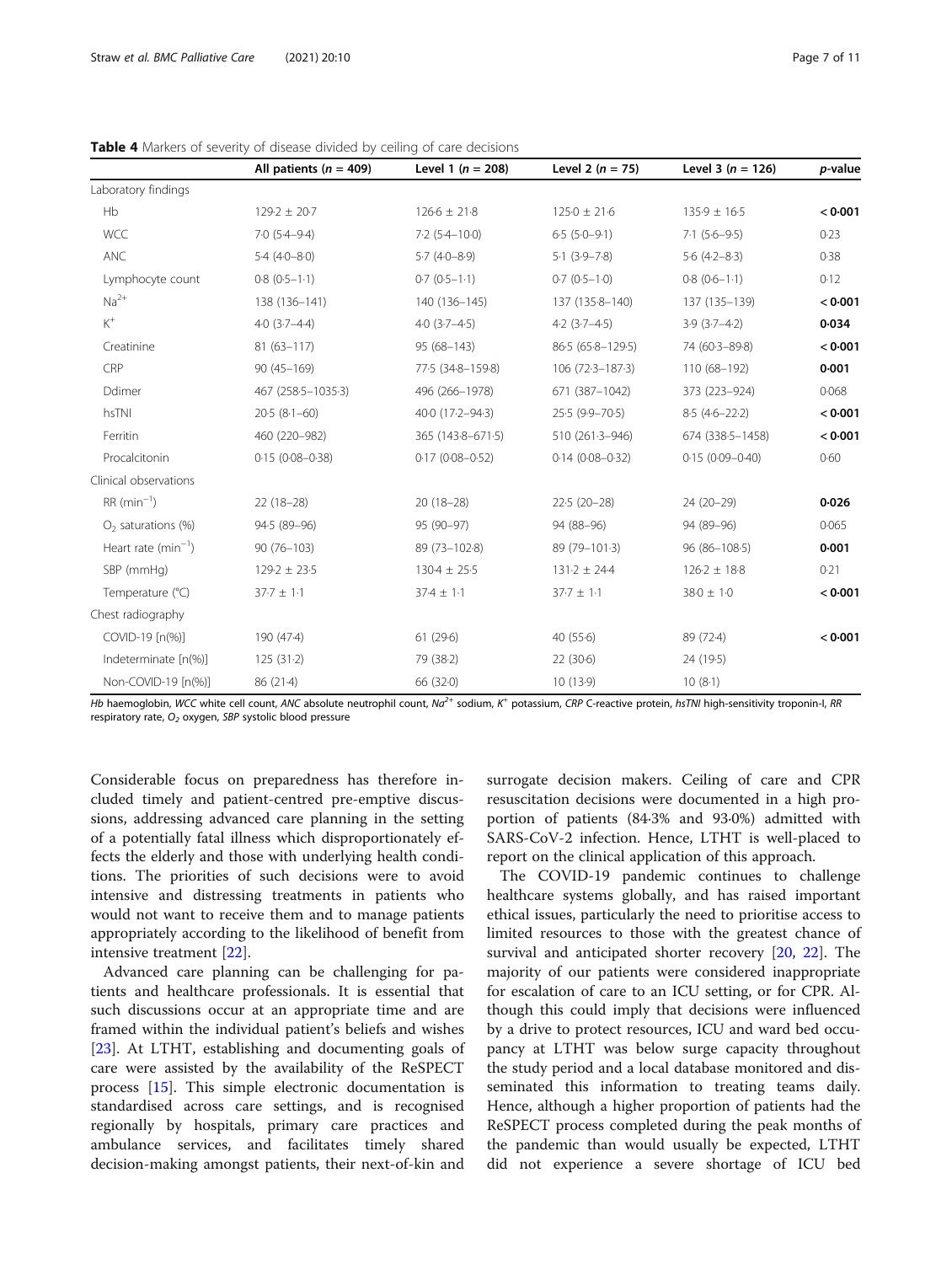**Table 4** Markers of severity of disease divided by ceiling of care decisions

| | All patients ($n$ = 409) | Level 1 ($n$ = 208) | Level 2 ($n$ = 75) | Level 3 ($n$ = 126) | $p$-value |
|---|---|---|---|---|---|
| Laboratory findings | | | | | |
| Hb | 129·2 ± 20·7 | 126·6 ± 21·8 | 125·0 ± 21·6 | 135·9 ± 16·5 | **< 0·001** |
| WCC | 7·0 (5·4–9·4) | 7·2 (5·4–10·0) | 6·5 (5·0–9·1) | 7·1 (5·6–9·5) | 0·23 |
| ANC | 5·4 (4·0–8·0) | 5·7 (4·0–8·9) | 5·1 (3·9–7·8) | 5·6 (4·2–8·3) | 0·38 |
| Lymphocyte count | 0·8 (0·5–1·1) | 0·7 (0·5–1·1) | 0·7 (0·5–1·0) | 0·8 (0·6–1·1) | 0·12 |
| $Na^{2+}$ | 138 (136–141) | 140 (136–145) | 137 (135·8–140) | 137 (135–139) | **< 0·001** |
| $K^{+}$ | 4·0 (3·7–4·4) | 4·0 (3·7–4·5) | 4·2 (3·7–4·5) | 3·9 (3·7–4·2) | **0·034** |
| Creatinine | 81 (63–117) | 95 (68–143) | 86·5 (65·8–129·5) | 74 (60·3–89·8) | **< 0·001** |
| CRP | 90 (45–169) | 77·5 (34·8–159·8) | 106 (72·3–187·3) | 110 (68–192) | **0·001** |
| Ddimer | 467 (258·5–1035·3) | 496 (266–1978) | 671 (387–1042) | 373 (223–924) | 0·068 |
| hsTNI | 20·5 (8·1–60) | 40·0 (17·2–94·3) | 25·5 (9·9–70·5) | 8·5 (4·6–22·2) | **< 0·001** |
| Ferritin | 460 (220–982) | 365 (143·8–671·5) | 510 (261·3–946) | 674 (338·5–1458) | **< 0·001** |
| Procalcitonin | 0·15 (0·08–0·38) | 0·17 (0·08–0·52) | 0·14 (0·08–0·32) | 0·15 (0·09–0·40) | 0·60 |
| Clinical observations | | | | | |
| RR ($min^{-1}$) | 22 (18–28) | 20 (18–28) | 22·5 (20–28) | 24 (20–29) | **0·026** |
| $O_2$ saturations (%) | 94·5 (89–96) | 95 (90–97) | 94 (88–96) | 94 (89–96) | 0·065 |
| Heart rate ($min^{-1}$) | 90 (76–103) | 89 (73–102·8) | 89 (79–101·3) | 96 (86–108·5) | **0·001** |
| SBP (mmHg) | 129·2 ± 23·5 | 130·4 ± 25·5 | 131·2 ± 24·4 | 126·2 ± 18·8 | 0·21 |
| Temperature (°C) | 37·7 ± 1·1 | 37·4 ± 1·1 | 37·7 ± 1·1 | 38·0 ± 1·0 | **< 0·001** |
| Chest radiography | | | | | |
| COVID-19 [n(%)] | 190 (47·4) | 61 (29·6) | 40 (55·6) | 89 (72·4) | **< 0·001** |
| Indeterminate [n(%)] | 125 (31·2) | 79 (38·2) | 22 (30·6) | 24 (19·5) | |
| Non-COVID-19 [n(%)] | 86 (21·4) | 66 (32·0) | 10 (13·9) | 10 (8·1) | |

*Hb* haemoglobin, *WCC* white cell count, *ANC* absolute neutrophil count, $Na^{2+}$ sodium, $K^{+}$ potassium, *CRP* C-reactive protein, *hsTNI* high-sensitivity troponin-I, *RR* respiratory rate, $O_2$ oxygen, *SBP* systolic blood pressure

Considerable focus on preparedness has therefore included timely and patient-centred pre-emptive discussions, addressing advanced care planning in the setting of a potentially fatal illness which disproportionately effects the elderly and those with underlying health conditions. The priorities of such decisions were to avoid intensive and distressing treatments in patients who would not want to receive them and to manage patients appropriately according to the likelihood of benefit from intensive treatment [22].

Advanced care planning can be challenging for patients and healthcare professionals. It is essential that such discussions occur at an appropriate time and are framed within the individual patient's beliefs and wishes [23]. At LTHT, establishing and documenting goals of care were assisted by the availability of the ReSPECT process [15]. This simple electronic documentation is standardised across care settings, and is recognised regionally by hospitals, primary care practices and ambulance services, and facilitates timely shared decision-making amongst patients, their next-of-kin and surrogate decision makers. Ceiling of care and CPR resuscitation decisions were documented in a high proportion of patients (84·3% and 93·0%) admitted with SARS-CoV-2 infection. Hence, LTHT is well-placed to report on the clinical application of this approach.

The COVID-19 pandemic continues to challenge healthcare systems globally, and has raised important ethical issues, particularly the need to prioritise access to limited resources to those with the greatest chance of survival and anticipated shorter recovery [20, 22]. The majority of our patients were considered inappropriate for escalation of care to an ICU setting, or for CPR. Although this could imply that decisions were influenced by a drive to protect resources, ICU and ward bed occupancy at LTHT was below surge capacity throughout the study period and a local database monitored and disseminated this information to treating teams daily. Hence, although a higher proportion of patients had the ReSPECT process completed during the peak months of the pandemic than would usually be expected, LTHT did not experience a severe shortage of ICU bed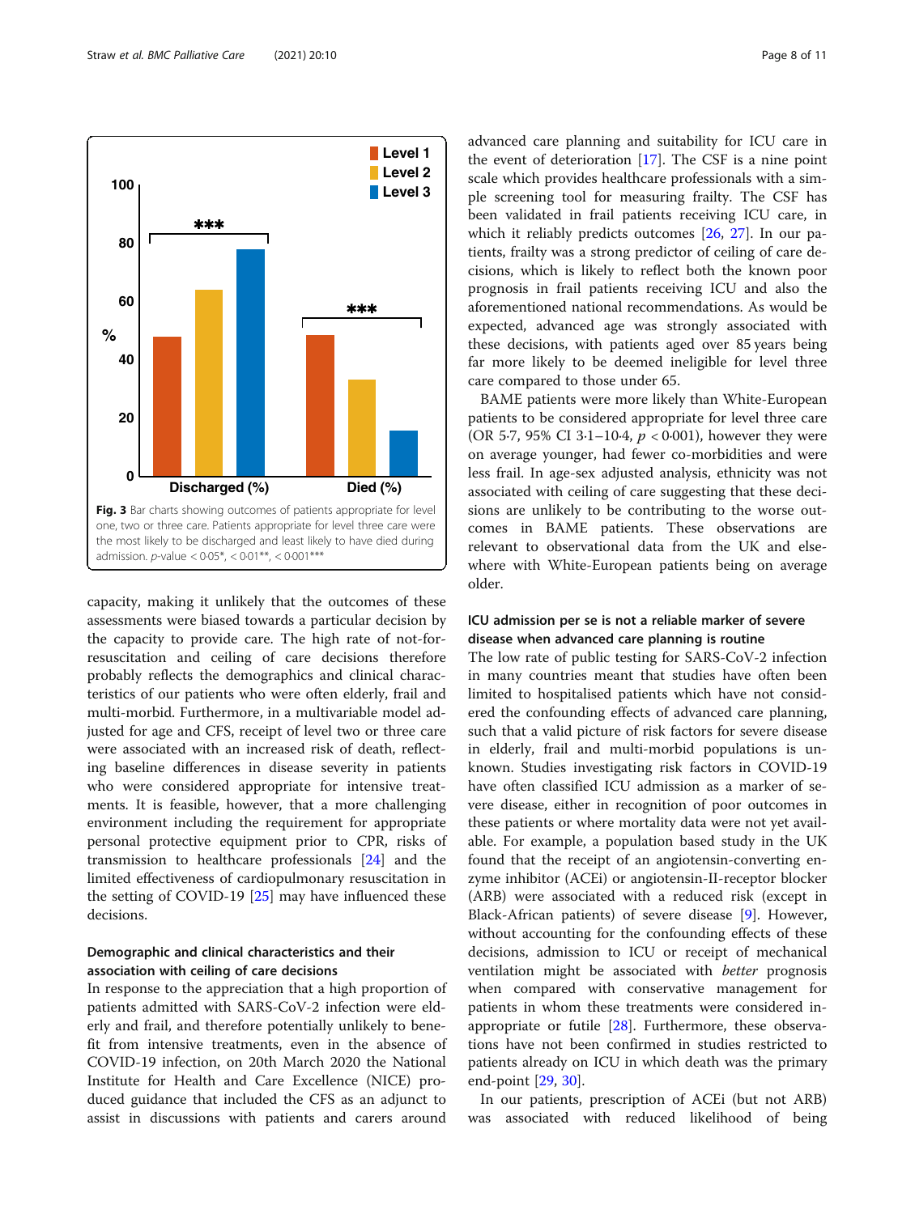Fig. 3 Bar charts showing outcomes of patients appropriate for level one, two or three care. Patients appropriate for level three care were the most likely to be discharged and least likely to have died during admission. p-value < 0·05*, < 0·01**, < 0·001***

capacity, making it unlikely that the outcomes of these assessments were biased towards a particular decision by the capacity to provide care. The high rate of not-for-resuscitation and ceiling of care decisions therefore probably reflects the demographics and clinical characteristics of our patients who were often elderly, frail and multi-morbid. Furthermore, in a multivariable model adjusted for age and CFS, receipt of level two or three care were associated with an increased risk of death, reflecting baseline differences in disease severity in patients who were considered appropriate for intensive treatments. It is feasible, however, that a more challenging environment including the requirement for appropriate personal protective equipment prior to CPR, risks of transmission to healthcare professionals [24] and the limited effectiveness of cardiopulmonary resuscitation in the setting of COVID-19 [25] may have influenced these decisions.

### Demographic and clinical characteristics and their association with ceiling of care decisions

In response to the appreciation that a high proportion of patients admitted with SARS-CoV-2 infection were elderly and frail, and therefore potentially unlikely to benefit from intensive treatments, even in the absence of COVID-19 infection, on 20th March 2020 the National Institute for Health and Care Excellence (NICE) produced guidance that included the CFS as an adjunct to assist in discussions with patients and carers around advanced care planning and suitability for ICU care in the event of deterioration [17]. The CFS is a nine point scale which provides healthcare professionals with a simple screening tool for measuring frailty. The CFS has been validated in frail patients receiving ICU care, in which it reliably predicts outcomes [26, 27]. In our patients, frailty was a strong predictor of ceiling of care decisions, which is likely to reflect both the known poor prognosis in frail patients receiving ICU and also the aforementioned national recommendations. As would be expected, advanced age was strongly associated with these decisions, with patients aged over 85 years being far more likely to be deemed ineligible for level three care compared to those under 65.

BAME patients were more likely than White-European patients to be considered appropriate for level three care (OR 5·7, 95% CI 3·1–10·4, $p$ < 0·001), however they were on average younger, had fewer co-morbidities and were less frail. In age-sex adjusted analysis, ethnicity was not associated with ceiling of care suggesting that these decisions are unlikely to be contributing to the worse outcomes in BAME patients. These observations are relevant to observational data from the UK and elsewhere with White-European patients being on average older.

### ICU admission per se is not a reliable marker of severe disease when advanced care planning is routine

The low rate of public testing for SARS-CoV-2 infection in many countries meant that studies have often been limited to hospitalised patients which have not considered the confounding effects of advanced care planning, such that a valid picture of risk factors for severe disease in elderly, frail and multi-morbid populations is unknown. Studies investigating risk factors in COVID-19 have often classified ICU admission as a marker of severe disease, either in recognition of poor outcomes in these patients or where mortality data were not yet available. For example, a population based study in the UK found that the receipt of an angiotensin-converting enzyme inhibitor (ACEi) or angiotensin-II-receptor blocker (ARB) were associated with a reduced risk (except in Black-African patients) of severe disease [9]. However, without accounting for the confounding effects of these decisions, admission to ICU or receipt of mechanical ventilation might be associated with *better* prognosis when compared with conservative management for patients in whom these treatments were considered inappropriate or futile [28]. Furthermore, these observations have not been confirmed in studies restricted to patients already on ICU in which death was the primary end-point [29, 30].

In our patients, prescription of ACEi (but not ARB) was associated with reduced likelihood of being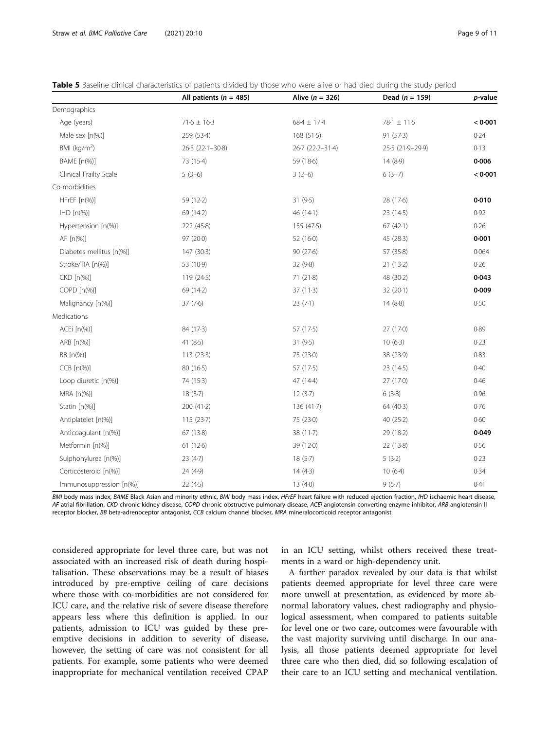**Table 5** Baseline clinical characteristics of patients divided by those who were alive or had died during the study period

| | All patients ($n$ = 485) | Alive ($n$ = 326) | Dead ($n$ = 159) | $p$-value |
|---|---|---|---|---|
| Demographics | | | | |
| Age (years) | 71·6 ± 16·3 | 68·4 ± 17·4 | 78·1 ± 11·5 | **< 0·001** |
| Male sex [n(%)] | 259 (53·4) | 168 (51·5) | 91 (57·3) | 0·24 |
| BMI (kg/m$^2$) | 26·3 (22·1–30·8) | 26·7 (22·2–31·4) | 25·5 (21·9–29·9) | 0·13 |
| BAME [n(%)] | 73 (15·4) | 59 (18·6) | 14 (8·9) | **0·006** |
| Clinical Frailty Scale | 5 (3–6) | 3 (2–6) | 6 (3–7) | **< 0·001** |
| Co-morbidities | | | | |
| HFrEF [n(%)] | 59 (12·2) | 31 (9·5) | 28 (17·6) | **0·010** |
| IHD [n(%)] | 69 (14·2) | 46 (14·1) | 23 (14·5) | 0·92 |
| Hypertension [n(%)] | 222 (45·8) | 155 (47·5) | 67 (42·1) | 0·26 |
| AF [n(%)] | 97 (20·0) | 52 (16·0) | 45 (28·3) | **0·001** |
| Diabetes mellitus [n(%)] | 147 (30·3) | 90 (27·6) | 57 (35·8) | 0·064 |
| Stroke/TIA [n(%)] | 53 (10·9) | 32 (9·8) | 21 (13·2) | 0·26 |
| CKD [n(%)] | 119 (24·5) | 71 (21·8) | 48 (30·2) | **0·043** |
| COPD [n(%)] | 69 (14·2) | 37 (11·3) | 32 (20·1) | **0·009** |
| Malignancy [n(%)] | 37 (7·6) | 23 (7·1) | 14 (8·8) | 0·50 |
| Medications | | | | |
| ACEi [n(%)] | 84 (17·3) | 57 (17·5) | 27 (17·0) | 0·89 |
| ARB [n(%)] | 41 (8·5) | 31 (9·5) | 10 (6·3) | 0·23 |
| BB [n(%)] | 113 (23·3) | 75 (23·0) | 38 (23·9) | 0·83 |
| CCB [n(%)] | 80 (16·5) | 57 (17·5) | 23 (14·5) | 0·40 |
| Loop diuretic [n(%)] | 74 (15·3) | 47 (14·4) | 27 (17·0) | 0·46 |
| MRA [n(%)] | 18 (3·7) | 12 (3·7) | 6 (3·8) | 0·96 |
| Statin [n(%)] | 200 (41·2) | 136 (41·7) | 64 (40·3) | 0·76 |
| Antiplatelet [n(%)] | 115 (23·7) | 75 (23·0) | 40 (25·2) | 0·60 |
| Anticoagulant [n(%)] | 67 (13·8) | 38 (11·7) | 29 (18·2) | **0·049** |
| Metformin [n(%)] | 61 (12·6) | 39 (12·0) | 22 (13·8) | 0·56 |
| Sulphonylurea [n(%)] | 23 (4·7) | 18 (5·7) | 5 (3·2) | 0·23 |
| Corticosteroid [n(%)] | 24 (4·9) | 14 (4·3) | 10 (6·4) | 0·34 |
| Immunosuppression [n(%)] | 22 (4·5) | 13 (4·0) | 9 (5·7) | 0·41 |

*BMI* body mass index, *BAME* Black Asian and minority ethnic, *BMI* body mass index, *HFrEF* heart failure with reduced ejection fraction, *IHD* ischaemic heart disease, *AF* atrial fibrillation, *CKD* chronic kidney disease, *COPD* chronic obstructive pulmonary disease, *ACEi* angiotensin converting enzyme inhibitor, *ARB* angiotensin II receptor blocker, *BB* beta-adrenoceptor antagonist, *CCB* calcium channel blocker, *MRA* mineralocorticoid receptor antagonist

considered appropriate for level three care, but was not associated with an increased risk of death during hospitalisation. These observations may be a result of biases introduced by pre-emptive ceiling of care decisions where those with co-morbidities are not considered for ICU care, and the relative risk of severe disease therefore appears less where this definition is applied. In our patients, admission to ICU was guided by these pre-emptive decisions in addition to severity of disease, however, the setting of care was not consistent for all patients. For example, some patients who were deemed inappropriate for mechanical ventilation received CPAP in an ICU setting, whilst others received these treatments in a ward or high-dependency unit.

A further paradox revealed by our data is that whilst patients deemed appropriate for level three care were more unwell at presentation, as evidenced by more abnormal laboratory values, chest radiography and physiological assessment, when compared to patients suitable for level one or two care, outcomes were favourable with the vast majority surviving until discharge. In our analysis, all those patients deemed appropriate for level three care who then died, did so following escalation of their care to an ICU setting and mechanical ventilation.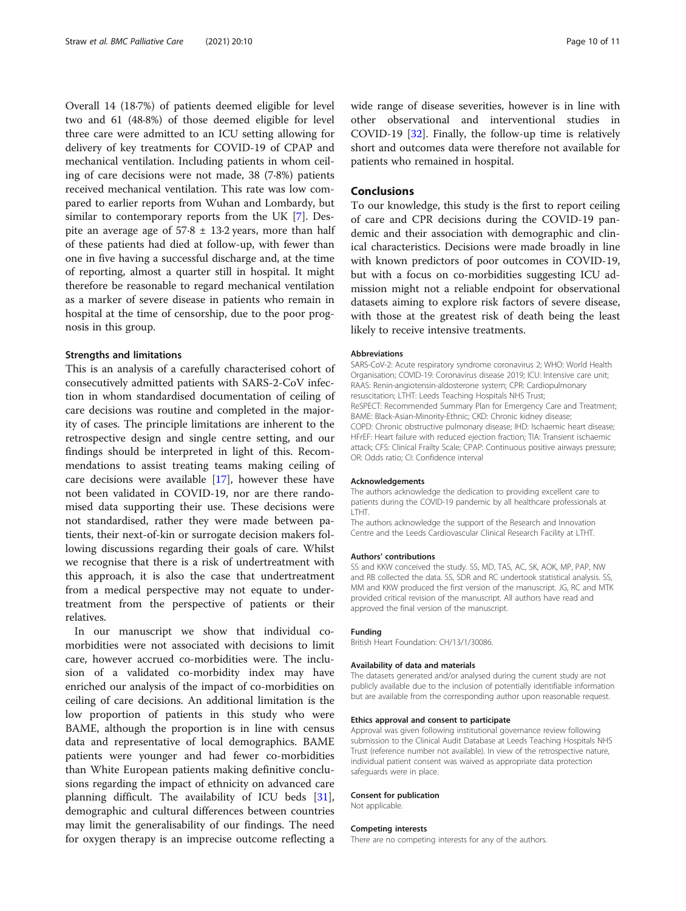Overall 14 (18·7%) of patients deemed eligible for level two and 61 (48·8%) of those deemed eligible for level three care were admitted to an ICU setting allowing for delivery of key treatments for COVID-19 of CPAP and mechanical ventilation. Including patients in whom ceiling of care decisions were not made, 38 (7·8%) patients received mechanical ventilation. This rate was low compared to earlier reports from Wuhan and Lombardy, but similar to contemporary reports from the UK [7]. Despite an average age of 57·8 ± 13·2 years, more than half of these patients had died at follow-up, with fewer than one in five having a successful discharge and, at the time of reporting, almost a quarter still in hospital. It might therefore be reasonable to regard mechanical ventilation as a marker of severe disease in patients who remain in hospital at the time of censorship, due to the poor prognosis in this group.

### Strengths and limitations

This is an analysis of a carefully characterised cohort of consecutively admitted patients with SARS-2-CoV infection in whom standardised documentation of ceiling of care decisions was routine and completed in the majority of cases. The principle limitations are inherent to the retrospective design and single centre setting, and our findings should be interpreted in light of this. Recommendations to assist treating teams making ceiling of care decisions were available [17], however these have not been validated in COVID-19, nor are there randomised data supporting their use. These decisions were not standardised, rather they were made between patients, their next-of-kin or surrogate decision makers following discussions regarding their goals of care. Whilst we recognise that there is a risk of undertreatment with this approach, it is also the case that undertreatment from a medical perspective may not equate to undertreatment from the perspective of patients or their relatives.

In our manuscript we show that individual co-morbidities were not associated with decisions to limit care, however accrued co-morbidities were. The inclusion of a validated co-morbidity index may have enriched our analysis of the impact of co-morbidities on ceiling of care decisions. An additional limitation is the low proportion of patients in this study who were BAME, although the proportion is in line with census data and representative of local demographics. BAME patients were younger and had fewer co-morbidities than White European patients making definitive conclusions regarding the impact of ethnicity on advanced care planning difficult. The availability of ICU beds [31], demographic and cultural differences between countries may limit the generalisability of our findings. The need for oxygen therapy is an imprecise outcome reflecting a wide range of disease severities, however is in line with other observational and interventional studies in COVID-19 [32]. Finally, the follow-up time is relatively short and outcomes data were therefore not available for patients who remained in hospital.

## Conclusions

To our knowledge, this study is the first to report ceiling of care and CPR decisions during the COVID-19 pandemic and their association with demographic and clinical characteristics. Decisions were made broadly in line with known predictors of poor outcomes in COVID-19, but with a focus on co-morbidities suggesting ICU admission might not a reliable endpoint for observational datasets aiming to explore risk factors of severe disease, with those at the greatest risk of death being the least likely to receive intensive treatments.

#### Abbreviations

SARS-CoV-2: Acute respiratory syndrome coronavirus 2; WHO: World Health Organisation; COVID-19: Coronavirus disease 2019; ICU: Intensive care unit; RAAS: Renin-angiotensin-aldosterone system; CPR: Cardiopulmonary resuscitation; LTHT: Leeds Teaching Hospitals NHS Trust; ReSPECT: Recommended Summary Plan for Emergency Care and Treatment; BAME: Black-Asian-Minority-Ethnic; CKD: Chronic kidney disease; COPD: Chronic obstructive pulmonary disease; IHD: Ischaemic heart disease; HFrEF: Heart failure with reduced ejection fraction; TIA: Transient ischaemic attack; CFS: Clinical Frailty Scale; CPAP: Continuous positive airways pressure; OR: Odds ratio; CI: Confidence interval

#### Acknowledgements

The authors acknowledge the dedication to providing excellent care to patients during the COVID-19 pandemic by all healthcare professionals at LTHT.

The authors acknowledge the support of the Research and Innovation Centre and the Leeds Cardiovascular Clinical Research Facility at LTHT.

#### Authors' contributions

SS and KKW conceived the study. SS, MD, TAS, AC, SK, AOK, MP, PAP, NW and RB collected the data. SS, SDR and RC undertook statistical analysis. SS, MM and KKW produced the first version of the manuscript. JG, RC and MTK provided critical revision of the manuscript. All authors have read and approved the final version of the manuscript.

#### Funding

British Heart Foundation: CH/13/1/30086.

#### Availability of data and materials

The datasets generated and/or analysed during the current study are not publicly available due to the inclusion of potentially identifiable information but are available from the corresponding author upon reasonable request.

#### Ethics approval and consent to participate

Approval was given following institutional governance review following submission to the Clinical Audit Database at Leeds Teaching Hospitals NHS Trust (reference number not available). In view of the retrospective nature, individual patient consent was waived as appropriate data protection safeguards were in place.

#### Consent for publication

Not applicable.

#### Competing interests

There are no competing interests for any of the authors.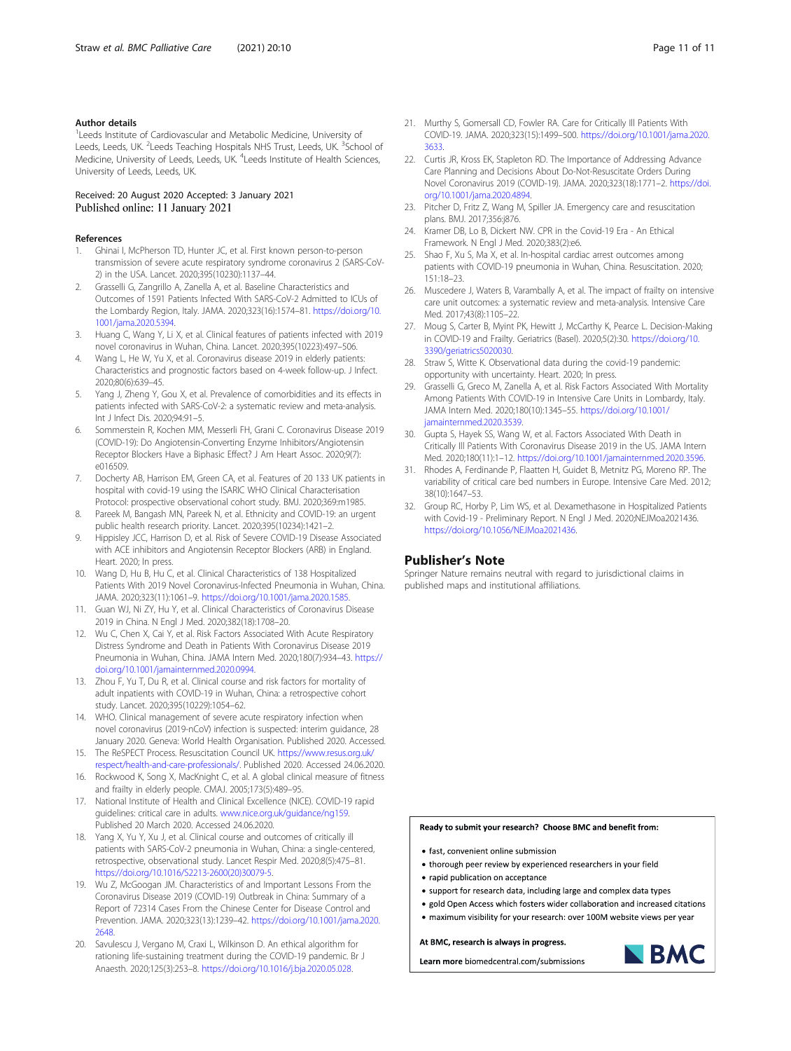## Author details

[1]Leeds Institute of Cardiovascular and Metabolic Medicine, University of Leeds, Leeds, UK. [2]Leeds Teaching Hospitals NHS Trust, Leeds, UK. [3]School of Medicine, University of Leeds, Leeds, UK. [4]Leeds Institute of Health Sciences, University of Leeds, Leeds, UK.

Received: 20 August 2020 Accepted: 3 January 2021
Published online: 11 January 2021

## References

1. Ghinai I, McPherson TD, Hunter JC, et al. First known person-to-person transmission of severe acute respiratory syndrome coronavirus 2 (SARS-CoV-2) in the USA. Lancet. 2020;395(10230):1137–44.
2. Grasselli G, Zangrillo A, Zanella A, et al. Baseline Characteristics and Outcomes of 1591 Patients Infected With SARS-CoV-2 Admitted to ICUs of the Lombardy Region, Italy. JAMA. 2020;323(16):1574–81. https://doi.org/10.1001/jama.2020.5394.
3. Huang C, Wang Y, Li X, et al. Clinical features of patients infected with 2019 novel coronavirus in Wuhan, China. Lancet. 2020;395(10223):497–506.
4. Wang L, He W, Yu X, et al. Coronavirus disease 2019 in elderly patients: Characteristics and prognostic factors based on 4-week follow-up. J Infect. 2020;80(6):639–45.
5. Yang J, Zheng Y, Gou X, et al. Prevalence of comorbidities and its effects in patients infected with SARS-CoV-2: a systematic review and meta-analysis. Int J Infect Dis. 2020;94:91–5.
6. Sommerstein R, Kochen MM, Messerli FH, Grani C. Coronavirus Disease 2019 (COVID-19): Do Angiotensin-Converting Enzyme Inhibitors/Angiotensin Receptor Blockers Have a Biphasic Effect? J Am Heart Assoc. 2020;9(7):e016509.
7. Docherty AB, Harrison EM, Green CA, et al. Features of 20 133 UK patients in hospital with covid-19 using the ISARIC WHO Clinical Characterisation Protocol: prospective observational cohort study. BMJ. 2020;369:m1985.
8. Pareek M, Bangash MN, Pareek N, et al. Ethnicity and COVID-19: an urgent public health research priority. Lancet. 2020;395(10234):1421–2.
9. Hippisley JCC, Harrison D, et al. Risk of Severe COVID-19 Disease Associated with ACE inhibitors and Angiotensin Receptor Blockers (ARB) in England. Heart. 2020; In press.
10. Wang D, Hu B, Hu C, et al. Clinical Characteristics of 138 Hospitalized Patients With 2019 Novel Coronavirus-Infected Pneumonia in Wuhan, China. JAMA. 2020;323(11):1061–9. https://doi.org/10.1001/jama.2020.1585.
11. Guan WJ, Ni ZY, Hu Y, et al. Clinical Characteristics of Coronavirus Disease 2019 in China. N Engl J Med. 2020;382(18):1708–20.
12. Wu C, Chen X, Cai Y, et al. Risk Factors Associated With Acute Respiratory Distress Syndrome and Death in Patients With Coronavirus Disease 2019 Pneumonia in Wuhan, China. JAMA Intern Med. 2020;180(7):934–43. https://doi.org/10.1001/jamainternmed.2020.0994.
13. Zhou F, Yu T, Du R, et al. Clinical course and risk factors for mortality of adult inpatients with COVID-19 in Wuhan, China: a retrospective cohort study. Lancet. 2020;395(10229):1054–62.
14. WHO. Clinical management of severe acute respiratory infection when novel coronavirus (2019-nCoV) infection is suspected: interim guidance, 28 January 2020. Geneva: World Health Organisation. Published 2020. Accessed.
15. The ReSPECT Process. Resuscitation Council UK. https://www.resus.org.uk/respect/health-and-care-professionals/. Published 2020. Accessed 24.06.2020.
16. Rockwood K, Song X, MacKnight C, et al. A global clinical measure of fitness and frailty in elderly people. CMAJ. 2005;173(5):489–95.
17. National Institute of Health and Clinical Excellence (NICE). COVID-19 rapid guidelines: critical care in adults. www.nice.org.uk/guidance/ng159. Published 20 March 2020. Accessed 24.06.2020.
18. Yang X, Yu Y, Xu J, et al. Clinical course and outcomes of critically ill patients with SARS-CoV-2 pneumonia in Wuhan, China: a single-centered, retrospective, observational study. Lancet Respir Med. 2020;8(5):475–81. https://doi.org/10.1016/S2213-2600(20)30079-5.
19. Wu Z, McGoogan JM. Characteristics of and Important Lessons From the Coronavirus Disease 2019 (COVID-19) Outbreak in China: Summary of a Report of 72314 Cases From the Chinese Center for Disease Control and Prevention. JAMA. 2020;323(13):1239–42. https://doi.org/10.1001/jama.2020.2648.
20. Savulescu J, Vergano M, Craxi L, Wilkinson D. An ethical algorithm for rationing life-sustaining treatment during the COVID-19 pandemic. Br J Anaesth. 2020;125(3):253–8. https://doi.org/10.1016/j.bja.2020.05.028.
21. Murthy S, Gomersall CD, Fowler RA. Care for Critically Ill Patients With COVID-19. JAMA. 2020;323(15):1499–500. https://doi.org/10.1001/jama.2020.3633.
22. Curtis JR, Kross EK, Stapleton RD. The Importance of Addressing Advance Care Planning and Decisions About Do-Not-Resuscitate Orders During Novel Coronavirus 2019 (COVID-19). JAMA. 2020;323(18):1771–2. https://doi.org/10.1001/jama.2020.4894.
23. Pitcher D, Fritz Z, Wang M, Spiller JA. Emergency care and resuscitation plans. BMJ. 2017;356:j876.
24. Kramer DB, Lo B, Dickert NW. CPR in the Covid-19 Era - An Ethical Framework. N Engl J Med. 2020;383(2):e6.
25. Shao F, Xu S, Ma X, et al. In-hospital cardiac arrest outcomes among patients with COVID-19 pneumonia in Wuhan, China. Resuscitation. 2020;151:18–23.
26. Muscedere J, Waters B, Varambally A, et al. The impact of frailty on intensive care unit outcomes: a systematic review and meta-analysis. Intensive Care Med. 2017;43(8):1105–22.
27. Moug S, Carter B, Myint PK, Hewitt J, McCarthy K, Pearce L. Decision-Making in COVID-19 and Frailty. Geriatrics (Basel). 2020;5(2):30. https://doi.org/10.3390/geriatrics5020030.
28. Straw S, Witte K. Observational data during the covid-19 pandemic: opportunity with uncertainty. Heart. 2020; In press.
29. Grasselli G, Greco M, Zanella A, et al. Risk Factors Associated With Mortality Among Patients With COVID-19 in Intensive Care Units in Lombardy, Italy. JAMA Intern Med. 2020;180(10):1345–55. https://doi.org/10.1001/jamainternmed.2020.3539.
30. Gupta S, Hayek SS, Wang W, et al. Factors Associated With Death in Critically Ill Patients With Coronavirus Disease 2019 in the US. JAMA Intern Med. 2020;180(11):1–12. https://doi.org/10.1001/jamainternmed.2020.3596.
31. Rhodes A, Ferdinande P, Flaatten H, Guidet B, Metnitz PG, Moreno RP. The variability of critical care bed numbers in Europe. Intensive Care Med. 2012;38(10):1647–53.
32. Group RC, Horby P, Lim WS, et al. Dexamethasone in Hospitalized Patients with Covid-19 - Preliminary Report. N Engl J Med. 2020;NEJMoa2021436. https://doi.org/10.1056/NEJMoa2021436.

## Publisher's Note

Springer Nature remains neutral with regard to jurisdictional claims in published maps and institutional affiliations.

**Ready to submit your research? Choose BMC and benefit from:**

- fast, convenient online submission
- thorough peer review by experienced researchers in your field
- rapid publication on acceptance
- support for research data, including large and complex data types
- gold Open Access which fosters wider collaboration and increased citations
- maximum visibility for your research: over 100M website views per year

**At BMC, research is always in progress.**

**Learn more** biomedcentral.com/submissions

BMC